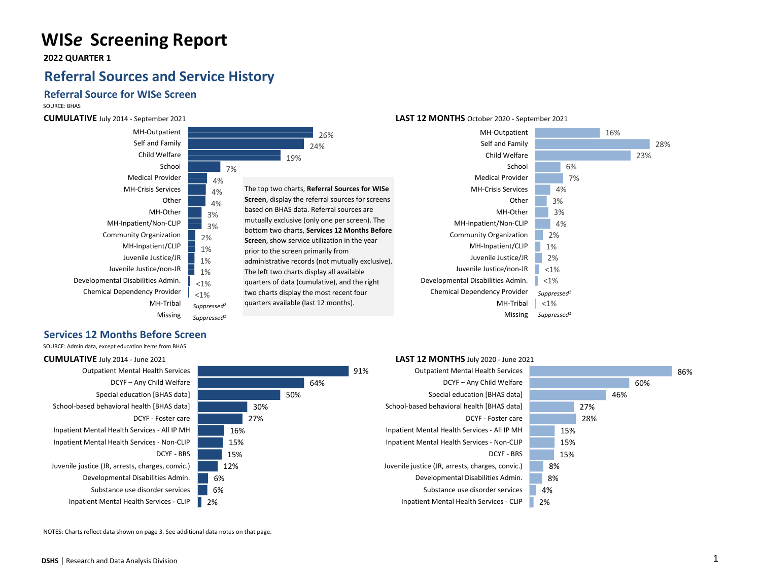# WISe Screening Report

**2022 QUARTER 1**

## Referral Sources and Service History

### Referral Source for WISe Screen

SOURCE: BHAS

**CUMULATIVE** July 2014 - September 2021

| Referral Source | Percent |
|---|---|
| MH-Outpatient | 26% |
| Self and Family | 24% |
| Child Welfare | 19% |
| School | 7% |
| Medical Provider | 4% |
| MH-Crisis Services | 4% |
| Other | 4% |
| MH-Other | 3% |
| MH-Inpatient/Non-CLIP | 3% |
| Community Organization | 2% |
| MH-Inpatient/CLIP | 1% |
| Juvenile Justice/JR | 1% |
| Juvenile Justice/non-JR | 1% |
| Developmental Disabilities Admin. | <1% |
| Chemical Dependency Provider | <1% |
| MH-Tribal | *Suppressed[2]* |
| Missing | *Suppressed[1]* |

The top two charts, **Referral Sources for WISe Screen**, display the referral sources for screens based on BHAS data. Referral sources are mutually exclusive (only one per screen). The bottom two charts, **Services 12 Months Before Screen**, show service utilization in the year prior to the screen primarily from administrative records (not mutually exclusive). The left two charts display all available quarters of data (cumulative), and the right two charts display the most recent four quarters available (last 12 months).

**LAST 12 MONTHS** October 2020 - September 2021

| Referral Source | Percent |
|---|---|
| MH-Outpatient | 16% |
| Self and Family | 28% |
| Child Welfare | 23% |
| School | 6% |
| Medical Provider | 7% |
| MH-Crisis Services | 4% |
| Other | 3% |
| MH-Other | 3% |
| MH-Inpatient/Non-CLIP | 4% |
| Community Organization | 2% |
| MH-Inpatient/CLIP | 1% |
| Juvenile Justice/JR | 2% |
| Juvenile Justice/non-JR | <1% |
| Developmental Disabilities Admin. | <1% |
| Chemical Dependency Provider | *Suppressed[1]* |
| MH-Tribal | <1% |
| Missing | *Suppressed[1]* |

### Services 12 Months Before Screen

SOURCE: Admin data, except education items from BHAS

**CUMULATIVE** July 2014 - June 2021

| Service | Percent |
|---|---|
| Outpatient Mental Health Services | 91% |
| DCYF – Any Child Welfare | 64% |
| Special education [BHAS data] | 50% |
| School-based behavioral health [BHAS data] | 30% |
| DCYF - Foster care | 27% |
| Inpatient Mental Health Services - All IP MH | 16% |
| Inpatient Mental Health Services - Non-CLIP | 15% |
| DCYF - BRS | 15% |
| Juvenile justice (JR, arrests, charges, convic.) | 12% |
| Developmental Disabilities Admin. | 6% |
| Substance use disorder services | 6% |
| Inpatient Mental Health Services - CLIP | 2% |

**LAST 12 MONTHS** July 2020 - June 2021

| Service | Percent |
|---|---|
| Outpatient Mental Health Services | 86% |
| DCYF – Any Child Welfare | 60% |
| Special education [BHAS data] | 46% |
| School-based behavioral health [BHAS data] | 27% |
| DCYF - Foster care | 28% |
| Inpatient Mental Health Services - All IP MH | 15% |
| Inpatient Mental Health Services - Non-CLIP | 15% |
| DCYF - BRS | 15% |
| Juvenile justice (JR, arrests, charges, convic.) | 8% |
| Developmental Disabilities Admin. | 8% |
| Substance use disorder services | 4% |
| Inpatient Mental Health Services - CLIP | 2% |

NOTES: Charts reflect data shown on page 3. See additional data notes on that page.

**DSHS** | Research and Data Analysis Division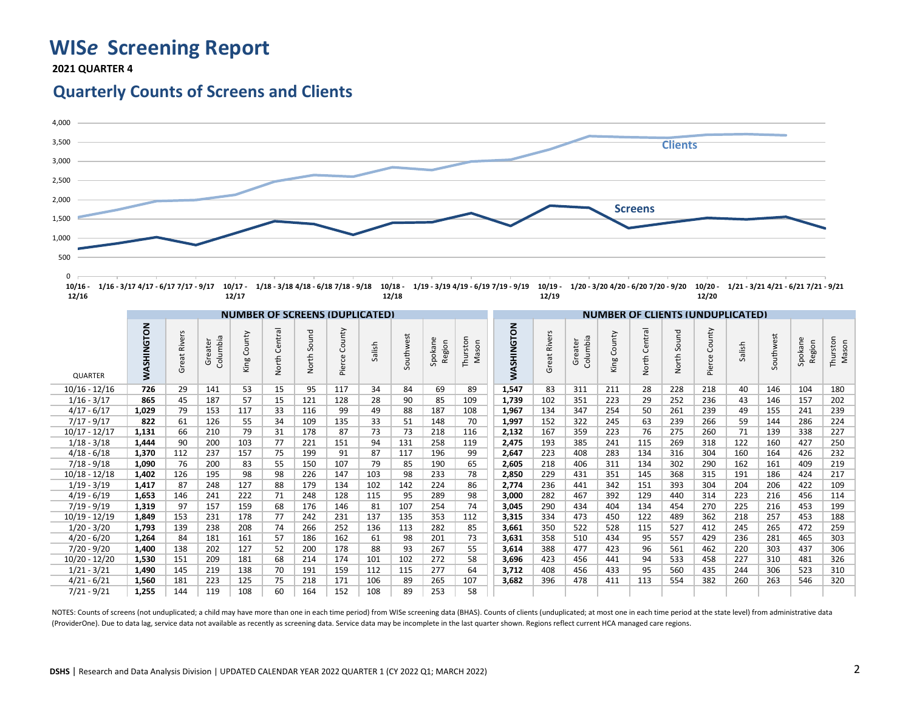# WISe Screening Report

**2021 QUARTER 4**

## Quarterly Counts of Screens and Clients

| QUARTER | NUMBER OF SCREENS (DUPLICATED) WASHINGTON | Great Rivers | Greater Columbia | King County | North Central | North Sound | Pierce County | Salish | Southwest | Spokane Region | Thurston Mason | NUMBER OF CLIENTS (UNDUPLICATED) WASHINGTON | Great Rivers | Greater Columbia | King County | North Central | North Sound | Pierce County | Salish | Southwest | Spokane Region | Thurston Mason |
|---|---|---|---|---|---|---|---|---|---|---|---|---|---|---|---|---|---|---|---|---|---|---|
| 10/16 - 12/16 | **726** | 29 | 141 | 53 | 15 | 95 | 117 | 34 | 84 | 69 | 89 | **1,547** | 83 | 311 | 211 | 28 | 228 | 218 | 40 | 146 | 104 | 180 |
| 1/16 - 3/17 | **865** | 45 | 187 | 57 | 15 | 121 | 128 | 28 | 90 | 85 | 109 | **1,739** | 102 | 351 | 223 | 29 | 252 | 236 | 43 | 146 | 157 | 202 |
| 4/17 - 6/17 | **1,029** | 79 | 153 | 117 | 33 | 116 | 99 | 49 | 88 | 187 | 108 | **1,967** | 134 | 347 | 254 | 50 | 261 | 239 | 49 | 155 | 241 | 239 |
| 7/17 - 9/17 | **822** | 61 | 126 | 55 | 34 | 109 | 135 | 33 | 51 | 148 | 70 | **1,997** | 152 | 322 | 245 | 63 | 239 | 266 | 59 | 144 | 286 | 224 |
| 10/17 - 12/17 | **1,131** | 66 | 210 | 79 | 31 | 178 | 87 | 73 | 73 | 218 | 116 | **2,132** | 167 | 359 | 223 | 76 | 275 | 260 | 71 | 139 | 338 | 227 |
| 1/18 - 3/18 | **1,444** | 90 | 200 | 103 | 77 | 221 | 151 | 94 | 131 | 258 | 119 | **2,475** | 193 | 385 | 241 | 115 | 269 | 318 | 122 | 160 | 427 | 250 |
| 4/18 - 6/18 | **1,370** | 112 | 237 | 157 | 75 | 199 | 91 | 87 | 117 | 196 | 99 | **2,647** | 223 | 408 | 283 | 134 | 316 | 304 | 160 | 164 | 426 | 232 |
| 7/18 - 9/18 | **1,090** | 76 | 200 | 83 | 55 | 150 | 107 | 79 | 85 | 190 | 65 | **2,605** | 218 | 406 | 311 | 134 | 302 | 290 | 162 | 161 | 409 | 219 |
| 10/18 - 12/18 | **1,402** | 126 | 195 | 98 | 98 | 226 | 147 | 103 | 98 | 233 | 78 | **2,850** | 229 | 431 | 351 | 145 | 368 | 315 | 191 | 186 | 424 | 217 |
| 1/19 - 3/19 | **1,417** | 87 | 248 | 127 | 88 | 179 | 134 | 102 | 142 | 224 | 86 | **2,774** | 236 | 441 | 342 | 151 | 393 | 304 | 204 | 206 | 422 | 109 |
| 4/19 - 6/19 | **1,653** | 146 | 241 | 222 | 71 | 248 | 128 | 115 | 95 | 289 | 98 | **3,000** | 282 | 467 | 392 | 129 | 440 | 314 | 223 | 216 | 456 | 114 |
| 7/19 - 9/19 | **1,319** | 97 | 157 | 159 | 68 | 176 | 146 | 81 | 107 | 254 | 74 | **3,045** | 290 | 434 | 404 | 134 | 454 | 270 | 225 | 216 | 453 | 199 |
| 10/19 - 12/19 | **1,849** | 153 | 231 | 178 | 77 | 242 | 231 | 137 | 135 | 353 | 112 | **3,315** | 334 | 473 | 450 | 122 | 489 | 362 | 218 | 257 | 453 | 188 |
| 1/20 - 3/20 | **1,793** | 139 | 238 | 208 | 74 | 266 | 252 | 136 | 113 | 282 | 85 | **3,661** | 350 | 522 | 528 | 115 | 527 | 412 | 245 | 265 | 472 | 259 |
| 4/20 - 6/20 | **1,264** | 84 | 181 | 161 | 57 | 186 | 162 | 61 | 98 | 201 | 73 | **3,631** | 358 | 510 | 434 | 95 | 557 | 429 | 236 | 281 | 465 | 303 |
| 7/20 - 9/20 | **1,400** | 138 | 202 | 127 | 52 | 200 | 178 | 88 | 93 | 267 | 55 | **3,614** | 388 | 477 | 423 | 96 | 561 | 462 | 220 | 303 | 437 | 306 |
| 10/20 - 12/20 | **1,530** | 151 | 209 | 181 | 68 | 214 | 174 | 101 | 102 | 272 | 58 | **3,696** | 423 | 456 | 441 | 94 | 533 | 458 | 227 | 310 | 481 | 326 |
| 1/21 - 3/21 | **1,490** | 145 | 219 | 138 | 70 | 191 | 159 | 112 | 115 | 277 | 64 | **3,712** | 408 | 456 | 433 | 95 | 560 | 435 | 244 | 306 | 523 | 310 |
| 4/21 - 6/21 | **1,560** | 181 | 223 | 125 | 75 | 218 | 171 | 106 | 89 | 265 | 107 | **3,682** | 396 | 478 | 411 | 113 | 554 | 382 | 260 | 263 | 546 | 320 |
| 7/21 - 9/21 | **1,255** | 144 | 119 | 108 | 60 | 164 | 152 | 108 | 89 | 253 | 58 | | | | | | | | | | | |

NOTES: Counts of screens (not unduplicated; a child may have more than one in each time period) from WISe screening data (BHAS). Counts of clients (unduplicated; at most one in each time period at the state level) from administrative data (ProviderOne). Due to data lag, service data not available as recently as screening data. Service data may be incomplete in the last quarter shown. Regions reflect current HCA managed care regions.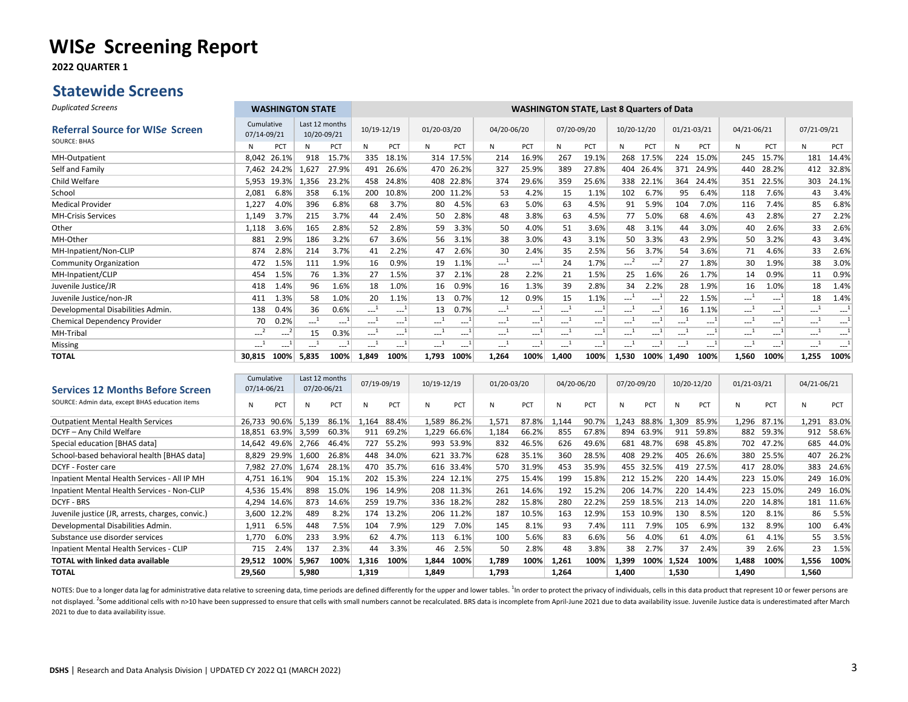# WIS*e* Screening Report

**2022 QUARTER 1**

## Statewide Screens

*Duplicated Screens*

| Referral Source for WIS*e* Screen<br>SOURCE: BHAS | WASHINGTON STATE | | | | WASHINGTON STATE, Last 8 Quarters of Data | | | | | | | | | | | | | | | |
|---|---|---|---|---|---|---|---|---|---|---|---|---|---|---|---|---|---|---|---|---|
| | Cumulative 07/14-09/21 | | Last 12 months 10/20-09/21 | | 10/19-12/19 | | 01/20-03/20 | | 04/20-06/20 | | 07/20-09/20 | | 10/20-12/20 | | 01/21-03/21 | | 04/21-06/21 | | 07/21-09/21 | |
| | N | PCT | N | PCT | N | PCT | N | PCT | N | PCT | N | PCT | N | PCT | N | PCT | N | PCT | N | PCT |
| MH-Outpatient | 8,042 | 26.1% | 918 | 15.7% | 335 | 18.1% | 314 | 17.5% | 214 | 16.9% | 267 | 19.1% | 268 | 17.5% | 224 | 15.0% | 245 | 15.7% | 181 | 14.4% |
| Self and Family | 7,462 | 24.2% | 1,627 | 27.9% | 491 | 26.6% | 470 | 26.2% | 327 | 25.9% | 389 | 27.8% | 404 | 26.4% | 371 | 24.9% | 440 | 28.2% | 412 | 32.8% |
| Child Welfare | 5,953 | 19.3% | 1,356 | 23.2% | 458 | 24.8% | 408 | 22.8% | 374 | 29.6% | 359 | 25.6% | 338 | 22.1% | 364 | 24.4% | 351 | 22.5% | 303 | 24.1% |
| School | 2,081 | 6.8% | 358 | 6.1% | 200 | 10.8% | 200 | 11.2% | 53 | 4.2% | 15 | 1.1% | 102 | 6.7% | 95 | 6.4% | 118 | 7.6% | 43 | 3.4% |
| Medical Provider | 1,227 | 4.0% | 396 | 6.8% | 68 | 3.7% | 80 | 4.5% | 63 | 5.0% | 63 | 4.5% | 91 | 5.9% | 104 | 7.0% | 116 | 7.4% | 85 | 6.8% |
| MH-Crisis Services | 1,149 | 3.7% | 215 | 3.7% | 44 | 2.4% | 50 | 2.8% | 48 | 3.8% | 63 | 4.5% | 77 | 5.0% | 68 | 4.6% | 43 | 2.8% | 27 | 2.2% |
| Other | 1,118 | 3.6% | 165 | 2.8% | 52 | 2.8% | 59 | 3.3% | 50 | 4.0% | 51 | 3.6% | 48 | 3.1% | 44 | 3.0% | 40 | 2.6% | 33 | 2.6% |
| MH-Other | 881 | 2.9% | 186 | 3.2% | 67 | 3.6% | 56 | 3.1% | 38 | 3.0% | 43 | 3.1% | 50 | 3.3% | 43 | 2.9% | 50 | 3.2% | 43 | 3.4% |
| MH-Inpatient/Non-CLIP | 874 | 2.8% | 214 | 3.7% | 41 | 2.2% | 47 | 2.6% | 30 | 2.4% | 35 | 2.5% | 56 | 3.7% | 54 | 3.6% | 71 | 4.6% | 33 | 2.6% |
| Community Organization | 472 | 1.5% | 111 | 1.9% | 16 | 0.9% | 19 | 1.1% | ---[1] | ---[1] | 24 | 1.7% | ---[2] | ---[2] | 27 | 1.8% | 30 | 1.9% | 38 | 3.0% |
| MH-Inpatient/CLIP | 454 | 1.5% | 76 | 1.3% | 27 | 1.5% | 37 | 2.1% | 28 | 2.2% | 21 | 1.5% | 25 | 1.6% | 26 | 1.7% | 14 | 0.9% | 11 | 0.9% |
| Juvenile Justice/JR | 418 | 1.4% | 96 | 1.6% | 18 | 1.0% | 16 | 0.9% | 16 | 1.3% | 39 | 2.8% | 34 | 2.2% | 28 | 1.9% | 16 | 1.0% | 18 | 1.4% |
| Juvenile Justice/non-JR | 411 | 1.3% | 58 | 1.0% | 20 | 1.1% | 13 | 0.7% | 12 | 0.9% | 15 | 1.1% | ---[1] | ---[1] | 22 | 1.5% | ---[1] | ---[1] | 18 | 1.4% |
| Developmental Disabilities Admin. | 138 | 0.4% | 36 | 0.6% | ---[1] | ---[1] | 13 | 0.7% | ---[1] | ---[1] | ---[1] | ---[1] | ---[1] | ---[1] | 16 | 1.1% | ---[1] | ---[1] | ---[1] | ---[1] |
| Chemical Dependency Provider | 70 | 0.2% | ---[1] | ---[1] | ---[1] | ---[1] | ---[1] | ---[1] | ---[1] | ---[1] | ---[1] | ---[1] | ---[1] | ---[1] | ---[1] | ---[1] | ---[1] | ---[1] | ---[1] | ---[1] |
| MH-Tribal | ---[2] | ---[2] | 15 | 0.3% | ---[1] | ---[1] | ---[1] | ---[1] | ---[1] | ---[1] | ---[1] | ---[1] | ---[1] | ---[1] | ---[1] | ---[1] | ---[1] | ---[1] | ---[1] | ---[1] |
| Missing | ---[1] | ---[1] | ---[1] | ---[1] | ---[1] | ---[1] | ---[1] | ---[1] | ---[1] | ---[1] | ---[1] | ---[1] | ---[1] | ---[1] | ---[1] | ---[1] | ---[1] | ---[1] | ---[1] | ---[1] |
| **TOTAL** | **30,815** | **100%** | **5,835** | **100%** | **1,849** | **100%** | **1,793** | **100%** | **1,264** | **100%** | **1,400** | **100%** | **1,530** | **100%** | **1,490** | **100%** | **1,560** | **100%** | **1,255** | **100%** |

| Services 12 Months Before Screen<br>SOURCE: Admin data, except BHAS education items | Cumulative 07/14-06/21 | | Last 12 months 07/20-06/21 | | 07/19-09/19 | | 10/19-12/19 | | 01/20-03/20 | | 04/20-06/20 | | 07/20-09/20 | | 10/20-12/20 | | 01/21-03/21 | | 04/21-06/21 | |
|---|---|---|---|---|---|---|---|---|---|---|---|---|---|---|---|---|---|---|---|---|
| | N | PCT | N | PCT | N | PCT | N | PCT | N | PCT | N | PCT | N | PCT | N | PCT | N | PCT | N | PCT |
| Outpatient Mental Health Services | 26,733 | 90.6% | 5,139 | 86.1% | 1,164 | 88.4% | 1,589 | 86.2% | 1,571 | 87.8% | 1,144 | 90.7% | 1,243 | 88.8% | 1,309 | 85.9% | 1,296 | 87.1% | 1,291 | 83.0% |
| DCYF – Any Child Welfare | 18,851 | 63.9% | 3,599 | 60.3% | 911 | 69.2% | 1,229 | 66.6% | 1,184 | 66.2% | 855 | 67.8% | 894 | 63.9% | 911 | 59.8% | 882 | 59.3% | 912 | 58.6% |
| Special education [BHAS data] | 14,642 | 49.6% | 2,766 | 46.4% | 727 | 55.2% | 993 | 53.9% | 832 | 46.5% | 626 | 49.6% | 681 | 48.7% | 698 | 45.8% | 702 | 47.2% | 685 | 44.0% |
| School-based behavioral health [BHAS data] | 8,829 | 29.9% | 1,600 | 26.8% | 448 | 34.0% | 621 | 33.7% | 628 | 35.1% | 360 | 28.5% | 408 | 29.2% | 405 | 26.6% | 380 | 25.5% | 407 | 26.2% |
| DCYF - Foster care | 7,982 | 27.0% | 1,674 | 28.1% | 470 | 35.7% | 616 | 33.4% | 570 | 31.9% | 453 | 35.9% | 455 | 32.5% | 419 | 27.5% | 417 | 28.0% | 383 | 24.6% |
| Inpatient Mental Health Services - All IP MH | 4,751 | 16.1% | 904 | 15.1% | 202 | 15.3% | 224 | 12.1% | 275 | 15.4% | 199 | 15.8% | 212 | 15.2% | 220 | 14.4% | 223 | 15.0% | 249 | 16.0% |
| Inpatient Mental Health Services - Non-CLIP | 4,536 | 15.4% | 898 | 15.0% | 196 | 14.9% | 208 | 11.3% | 261 | 14.6% | 192 | 15.2% | 206 | 14.7% | 220 | 14.4% | 223 | 15.0% | 249 | 16.0% |
| DCYF - BRS | 4,294 | 14.6% | 873 | 14.6% | 259 | 19.7% | 336 | 18.2% | 282 | 15.8% | 280 | 22.2% | 259 | 18.5% | 213 | 14.0% | 220 | 14.8% | 181 | 11.6% |
| Juvenile justice (JR, arrests, charges, convic.) | 3,600 | 12.2% | 489 | 8.2% | 174 | 13.2% | 206 | 11.2% | 187 | 10.5% | 163 | 12.9% | 153 | 10.9% | 130 | 8.5% | 120 | 8.1% | 86 | 5.5% |
| Developmental Disabilities Admin. | 1,911 | 6.5% | 448 | 7.5% | 104 | 7.9% | 129 | 7.0% | 145 | 8.1% | 93 | 7.4% | 111 | 7.9% | 105 | 6.9% | 132 | 8.9% | 100 | 6.4% |
| Substance use disorder services | 1,770 | 6.0% | 233 | 3.9% | 62 | 4.7% | 113 | 6.1% | 100 | 5.6% | 83 | 6.6% | 56 | 4.0% | 61 | 4.0% | 61 | 4.1% | 55 | 3.5% |
| Inpatient Mental Health Services - CLIP | 715 | 2.4% | 137 | 2.3% | 44 | 3.3% | 46 | 2.5% | 50 | 2.8% | 48 | 3.8% | 38 | 2.7% | 37 | 2.4% | 39 | 2.6% | 23 | 1.5% |
| **TOTAL with linked data available** | **29,512** | **100%** | **5,967** | **100%** | **1,316** | **100%** | **1,844** | **100%** | **1,789** | **100%** | **1,261** | **100%** | **1,399** | **100%** | **1,524** | **100%** | **1,488** | **100%** | **1,556** | **100%** |
| **TOTAL** | **29,560** | | **5,980** | | **1,319** | | **1,849** | | **1,793** | | **1,264** | | **1,400** | | **1,530** | | **1,490** | | **1,560** | |

NOTES: Due to a longer data lag for administrative data relative to screening data, time periods are defined differently for the upper and lower tables. [1]In order to protect the privacy of individuals, cells in this data product that represent 10 or fewer persons are not displayed. [2]Some additional cells with n>10 have been suppressed to ensure that cells with small numbers cannot be recalculated. BRS data is incomplete from April-June 2021 due to data availability issue. Juvenile Justice data is underestimated after March 2021 to due to data availability issue.

**DSHS** | Research and Data Analysis Division | UPDATED CY 2022 Q1 (MARCH 2022)